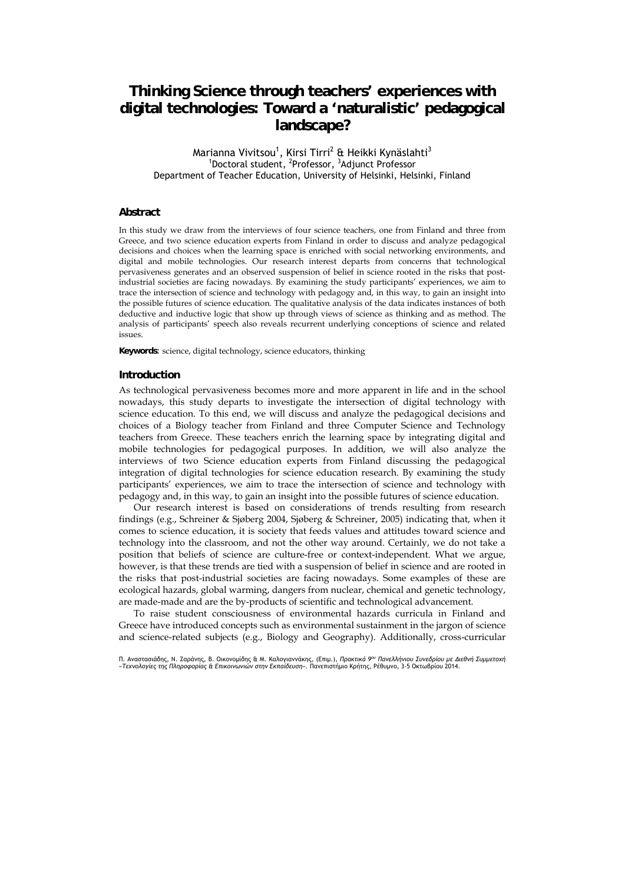# Thinking Science through teachers' experiences with digital technologies: Toward a 'naturalistic' pedagogical landscape?

Marianna Vivitsou[1], Kirsi Tirri[2] & Heikki Kynäslahti[3]
[1]Doctoral student, [2]Professor, [3]Adjunct Professor
Department of Teacher Education, University of Helsinki, Helsinki, Finland

## Abstract

In this study we draw from the interviews of four science teachers, one from Finland and three from Greece, and two science education experts from Finland in order to discuss and analyze pedagogical decisions and choices when the learning space is enriched with social networking environments, and digital and mobile technologies. Our research interest departs from concerns that technological pervasiveness generates and an observed suspension of belief in science rooted in the risks that post-industrial societies are facing nowadays. By examining the study participants' experiences, we aim to trace the intersection of science and technology with pedagogy and, in this way, to gain an insight into the possible futures of science education. The qualitative analysis of the data indicates instances of both deductive and inductive logic that show up through views of science as thinking and as method. The analysis of participants' speech also reveals recurrent underlying conceptions of science and related issues.

**Keywords**: science, digital technology, science educators, thinking

## Introduction

As technological pervasiveness becomes more and more apparent in life and in the school nowadays, this study departs to investigate the intersection of digital technology with science education. To this end, we will discuss and analyze the pedagogical decisions and choices of a Biology teacher from Finland and three Computer Science and Technology teachers from Greece. These teachers enrich the learning space by integrating digital and mobile technologies for pedagogical purposes. In addition, we will also analyze the interviews of two Science education experts from Finland discussing the pedagogical integration of digital technologies for science education research. By examining the study participants' experiences, we aim to trace the intersection of science and technology with pedagogy and, in this way, to gain an insight into the possible futures of science education.

Our research interest is based on considerations of trends resulting from research findings (e.g., Schreiner & Sjøberg 2004, Sjøberg & Schreiner, 2005) indicating that, when it comes to science education, it is society that feeds values and attitudes toward science and technology into the classroom, and not the other way around. Certainly, we do not take a position that beliefs of science are culture-free or context-independent. What we argue, however, is that these trends are tied with a suspension of belief in science and are rooted in the risks that post-industrial societies are facing nowadays. Some examples of these are ecological hazards, global warming, dangers from nuclear, chemical and genetic technology, are made-made and are the by-products of scientific and technological advancement.

To raise student consciousness of environmental hazards curricula in Finland and Greece have introduced concepts such as environmental sustainment in the jargon of science and science-related subjects (e.g., Biology and Geography). Additionally, cross-curricular

Π. Αναστασιάδης, Ν. Ζαράνης, Β. Οικονομίδης & Μ. Καλογιαννάκης, (Επιμ.), *Πρακτικά 9ου Πανελλήνιου Συνεδρίου με Διεθνή Συμμετοχή «Τεχνολογίες της Πληροφορίας & Επικοινωνιών στην Εκπαίδευση»*. Πανεπιστήμιο Κρήτης, Ρέθυμνο, 3-5 Οκτωβρίου 2014.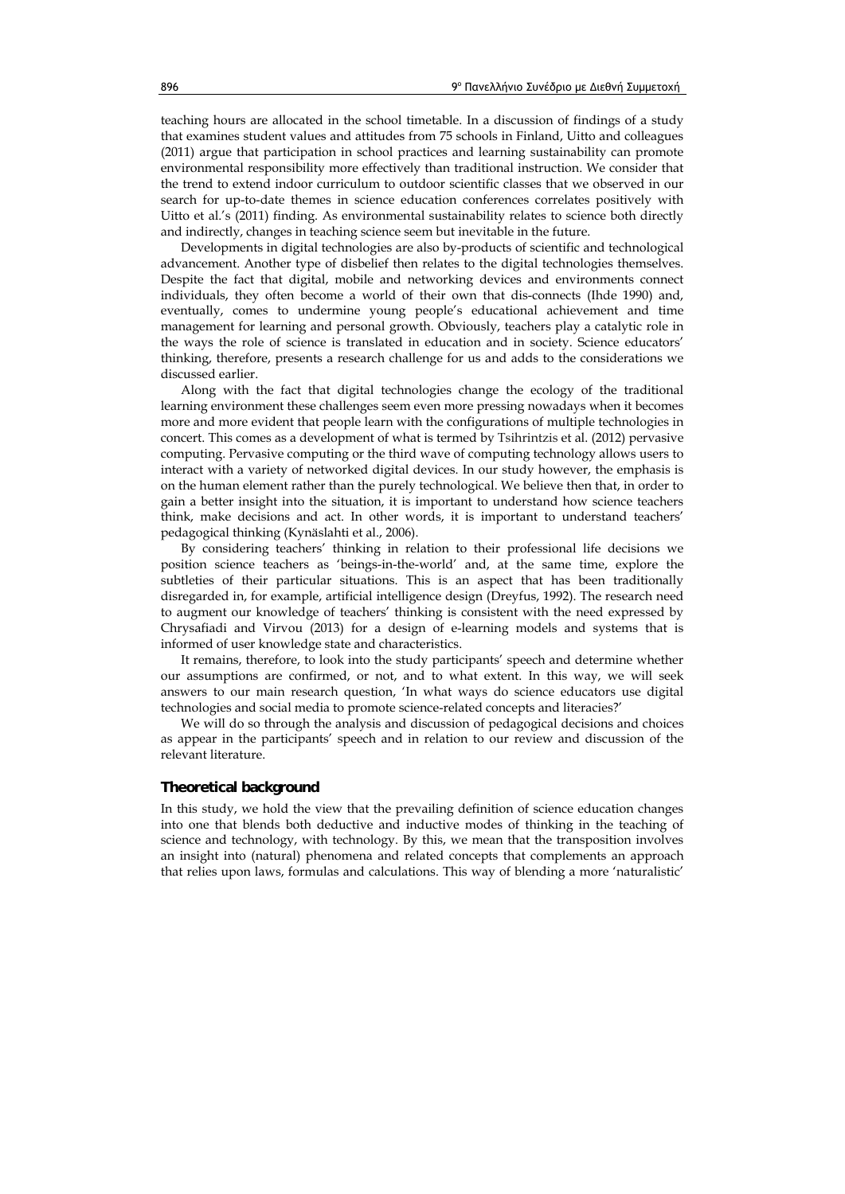teaching hours are allocated in the school timetable. In a discussion of findings of a study that examines student values and attitudes from 75 schools in Finland, Uitto and colleagues (2011) argue that participation in school practices and learning sustainability can promote environmental responsibility more effectively than traditional instruction. We consider that the trend to extend indoor curriculum to outdoor scientific classes that we observed in our search for up-to-date themes in science education conferences correlates positively with Uitto et al.'s (2011) finding. As environmental sustainability relates to science both directly and indirectly, changes in teaching science seem but inevitable in the future.

Developments in digital technologies are also by-products of scientific and technological advancement. Another type of disbelief then relates to the digital technologies themselves. Despite the fact that digital, mobile and networking devices and environments connect individuals, they often become a world of their own that dis-connects (Ihde 1990) and, eventually, comes to undermine young people's educational achievement and time management for learning and personal growth. Obviously, teachers play a catalytic role in the ways the role of science is translated in education and in society. Science educators' thinking, therefore, presents a research challenge for us and adds to the considerations we discussed earlier.

Along with the fact that digital technologies change the ecology of the traditional learning environment these challenges seem even more pressing nowadays when it becomes more and more evident that people learn with the configurations of multiple technologies in concert. This comes as a development of what is termed by Tsihrintzis et al. (2012) pervasive computing. Pervasive computing or the third wave of computing technology allows users to interact with a variety of networked digital devices. In our study however, the emphasis is on the human element rather than the purely technological. We believe then that, in order to gain a better insight into the situation, it is important to understand how science teachers think, make decisions and act. In other words, it is important to understand teachers' pedagogical thinking (Kynäslahti et al., 2006).

By considering teachers' thinking in relation to their professional life decisions we position science teachers as 'beings-in-the-world' and, at the same time, explore the subtleties of their particular situations. This is an aspect that has been traditionally disregarded in, for example, artificial intelligence design (Dreyfus, 1992). The research need to augment our knowledge of teachers' thinking is consistent with the need expressed by Chrysafiadi and Virvou (2013) for a design of e-learning models and systems that is informed of user knowledge state and characteristics.

It remains, therefore, to look into the study participants' speech and determine whether our assumptions are confirmed, or not, and to what extent. In this way, we will seek answers to our main research question, 'In what ways do science educators use digital technologies and social media to promote science-related concepts and literacies?'

We will do so through the analysis and discussion of pedagogical decisions and choices as appear in the participants' speech and in relation to our review and discussion of the relevant literature.

## Theoretical background

In this study, we hold the view that the prevailing definition of science education changes into one that blends both deductive and inductive modes of thinking in the teaching of science and technology, with technology. By this, we mean that the transposition involves an insight into (natural) phenomena and related concepts that complements an approach that relies upon laws, formulas and calculations. This way of blending a more 'naturalistic'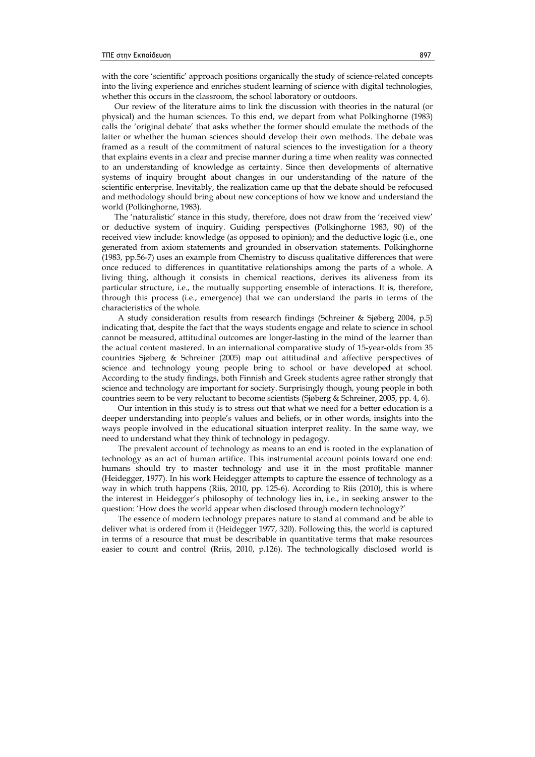with the core 'scientific' approach positions organically the study of science-related concepts into the living experience and enriches student learning of science with digital technologies, whether this occurs in the classroom, the school laboratory or outdoors.

Our review of the literature aims to link the discussion with theories in the natural (or physical) and the human sciences. To this end, we depart from what Polkinghorne (1983) calls the 'original debate' that asks whether the former should emulate the methods of the latter or whether the human sciences should develop their own methods. The debate was framed as a result of the commitment of natural sciences to the investigation for a theory that explains events in a clear and precise manner during a time when reality was connected to an understanding of knowledge as certainty. Since then developments of alternative systems of inquiry brought about changes in our understanding of the nature of the scientific enterprise. Inevitably, the realization came up that the debate should be refocused and methodology should bring about new conceptions of how we know and understand the world (Polkinghorne, 1983).

The 'naturalistic' stance in this study, therefore, does not draw from the 'received view' or deductive system of inquiry. Guiding perspectives (Polkinghorne 1983, 90) of the received view include: knowledge (as opposed to opinion); and the deductive logic (i.e., one generated from axiom statements and grounded in observation statements. Polkinghorne (1983, pp.56-7) uses an example from Chemistry to discuss qualitative differences that were once reduced to differences in quantitative relationships among the parts of a whole. A living thing, although it consists in chemical reactions, derives its aliveness from its particular structure, i.e., the mutually supporting ensemble of interactions. It is, therefore, through this process (i.e., emergence) that we can understand the parts in terms of the characteristics of the whole.

A study consideration results from research findings (Schreiner & Sjøberg 2004, p.5) indicating that, despite the fact that the ways students engage and relate to science in school cannot be measured, attitudinal outcomes are longer-lasting in the mind of the learner than the actual content mastered. In an international comparative study of 15-year-olds from 35 countries Sjøberg & Schreiner (2005) map out attitudinal and affective perspectives of science and technology young people bring to school or have developed at school. According to the study findings, both Finnish and Greek students agree rather strongly that science and technology are important for society. Surprisingly though, young people in both countries seem to be very reluctant to become scientists (Sjøberg & Schreiner, 2005, pp. 4, 6).

Our intention in this study is to stress out that what we need for a better education is a deeper understanding into people's values and beliefs, or in other words, insights into the ways people involved in the educational situation interpret reality. In the same way, we need to understand what they think of technology in pedagogy.

The prevalent account of technology as means to an end is rooted in the explanation of technology as an act of human artifice. This instrumental account points toward one end: humans should try to master technology and use it in the most profitable manner (Heidegger, 1977). In his work Heidegger attempts to capture the essence of technology as a way in which truth happens (Riis, 2010, pp. 125-6). According to Riis (2010), this is where the interest in Heidegger's philosophy of technology lies in, i.e., in seeking answer to the question: 'How does the world appear when disclosed through modern technology?'

The essence of modern technology prepares nature to stand at command and be able to deliver what is ordered from it (Heidegger 1977, 320). Following this, the world is captured in terms of a resource that must be describable in quantitative terms that make resources easier to count and control (Rriis, 2010, p.126). The technologically disclosed world is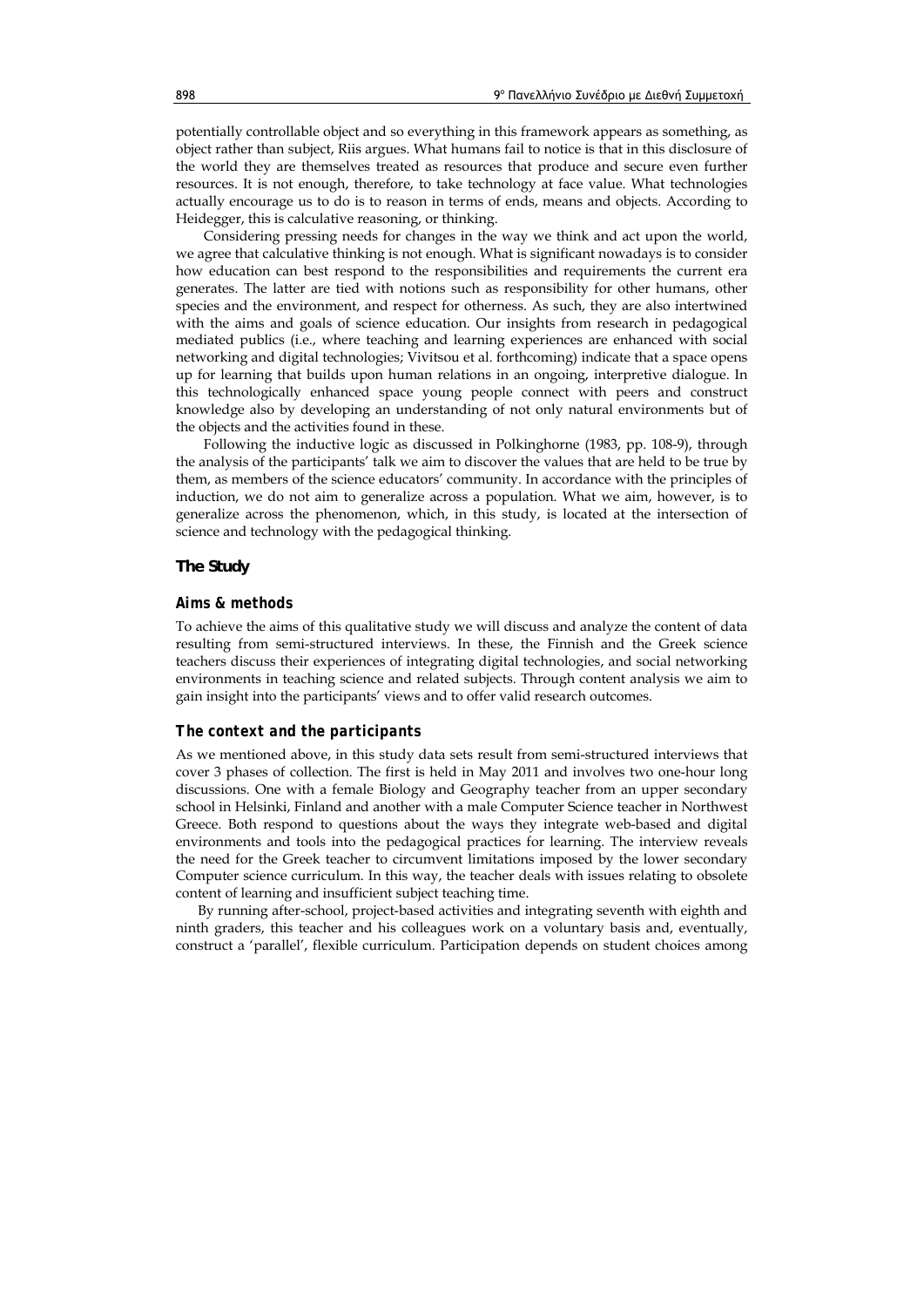potentially controllable object and so everything in this framework appears as something, as object rather than subject, Riis argues. What humans fail to notice is that in this disclosure of the world they are themselves treated as resources that produce and secure even further resources. It is not enough, therefore, to take technology at face value. What technologies actually encourage us to do is to reason in terms of ends, means and objects. According to Heidegger, this is calculative reasoning, or thinking.

Considering pressing needs for changes in the way we think and act upon the world, we agree that calculative thinking is not enough. What is significant nowadays is to consider how education can best respond to the responsibilities and requirements the current era generates. The latter are tied with notions such as responsibility for other humans, other species and the environment, and respect for otherness. As such, they are also intertwined with the aims and goals of science education. Our insights from research in pedagogical mediated publics (i.e., where teaching and learning experiences are enhanced with social networking and digital technologies; Vivitsou et al. forthcoming) indicate that a space opens up for learning that builds upon human relations in an ongoing, interpretive dialogue. In this technologically enhanced space young people connect with peers and construct knowledge also by developing an understanding of not only natural environments but of the objects and the activities found in these.

Following the inductive logic as discussed in Polkinghorne (1983, pp. 108-9), through the analysis of the participants' talk we aim to discover the values that are held to be true by them, as members of the science educators' community. In accordance with the principles of induction, we do not aim to generalize across a population. What we aim, however, is to generalize across the phenomenon, which, in this study, is located at the intersection of science and technology with the pedagogical thinking.

## The Study

### Aims & methods

To achieve the aims of this qualitative study we will discuss and analyze the content of data resulting from semi-structured interviews. In these, the Finnish and the Greek science teachers discuss their experiences of integrating digital technologies, and social networking environments in teaching science and related subjects. Through content analysis we aim to gain insight into the participants' views and to offer valid research outcomes.

### The context and the participants

As we mentioned above, in this study data sets result from semi-structured interviews that cover 3 phases of collection. The first is held in May 2011 and involves two one-hour long discussions. One with a female Biology and Geography teacher from an upper secondary school in Helsinki, Finland and another with a male Computer Science teacher in Northwest Greece. Both respond to questions about the ways they integrate web-based and digital environments and tools into the pedagogical practices for learning. The interview reveals the need for the Greek teacher to circumvent limitations imposed by the lower secondary Computer science curriculum. In this way, the teacher deals with issues relating to obsolete content of learning and insufficient subject teaching time.

By running after-school, project-based activities and integrating seventh with eighth and ninth graders, this teacher and his colleagues work on a voluntary basis and, eventually, construct a 'parallel', flexible curriculum. Participation depends on student choices among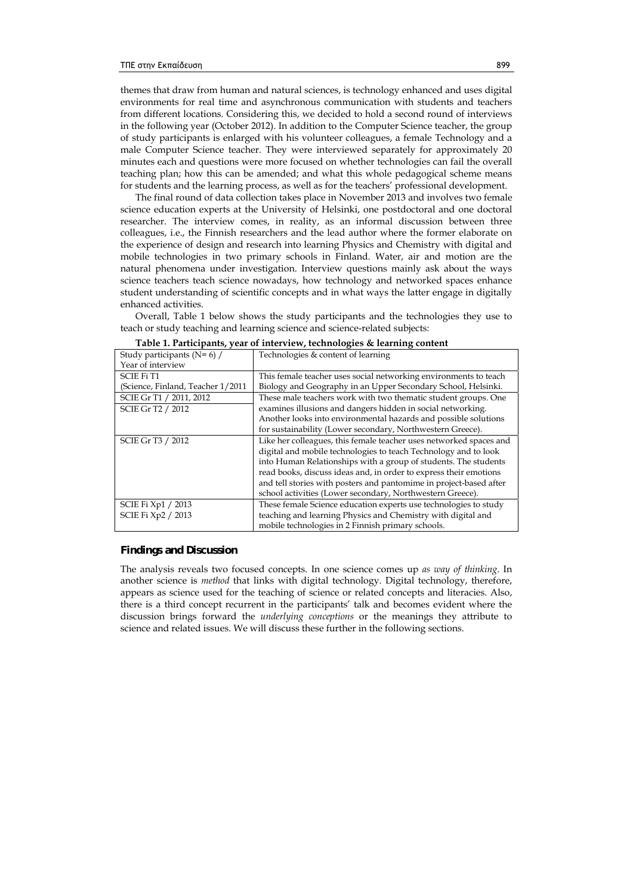themes that draw from human and natural sciences, is technology enhanced and uses digital environments for real time and asynchronous communication with students and teachers from different locations. Considering this, we decided to hold a second round of interviews in the following year (October 2012). In addition to the Computer Science teacher, the group of study participants is enlarged with his volunteer colleagues, a female Technology and a male Computer Science teacher. They were interviewed separately for approximately 20 minutes each and questions were more focused on whether technologies can fail the overall teaching plan; how this can be amended; and what this whole pedagogical scheme means for students and the learning process, as well as for the teachers' professional development.

The final round of data collection takes place in November 2013 and involves two female science education experts at the University of Helsinki, one postdoctoral and one doctoral researcher. The interview comes, in reality, as an informal discussion between three colleagues, i.e., the Finnish researchers and the lead author where the former elaborate on the experience of design and research into learning Physics and Chemistry with digital and mobile technologies in two primary schools in Finland. Water, air and motion are the natural phenomena under investigation. Interview questions mainly ask about the ways science teachers teach science nowadays, how technology and networked spaces enhance student understanding of scientific concepts and in what ways the latter engage in digitally enhanced activities.

Overall, Table 1 below shows the study participants and the technologies they use to teach or study teaching and learning science and science-related subjects:

**Table 1. Participants, year of interview, technologies & learning content**

| Study participants (N= 6) / Year of interview | Technologies & content of learning |
|---|---|
| SCIE Fi T1 (Science, Finland, Teacher 1/2011 | This female teacher uses social networking environments to teach Biology and Geography in an Upper Secondary School, Helsinki. |
| SCIE Gr T1 / 2011, 2012<br>SCIE Gr T2 / 2012 | These male teachers work with two thematic student groups. One examines illusions and dangers hidden in social networking. Another looks into environmental hazards and possible solutions for sustainability (Lower secondary, Northwestern Greece). |
| SCIE Gr T3 / 2012 | Like her colleagues, this female teacher uses networked spaces and digital and mobile technologies to teach Technology and to look into Human Relationships with a group of students. The students read books, discuss ideas and, in order to express their emotions and tell stories with posters and pantomime in project-based after school activities (Lower secondary, Northwestern Greece). |
| SCIE Fi Xp1 / 2013<br>SCIE Fi Xp2 / 2013 | These female Science education experts use technologies to study teaching and learning Physics and Chemistry with digital and mobile technologies in 2 Finnish primary schools. |

## Findings and Discussion

The analysis reveals two focused concepts. In one science comes up *as way of thinking*. In another science is *method* that links with digital technology. Digital technology, therefore, appears as science used for the teaching of science or related concepts and literacies. Also, there is a third concept recurrent in the participants' talk and becomes evident where the discussion brings forward the *underlying conceptions* or the meanings they attribute to science and related issues. We will discuss these further in the following sections.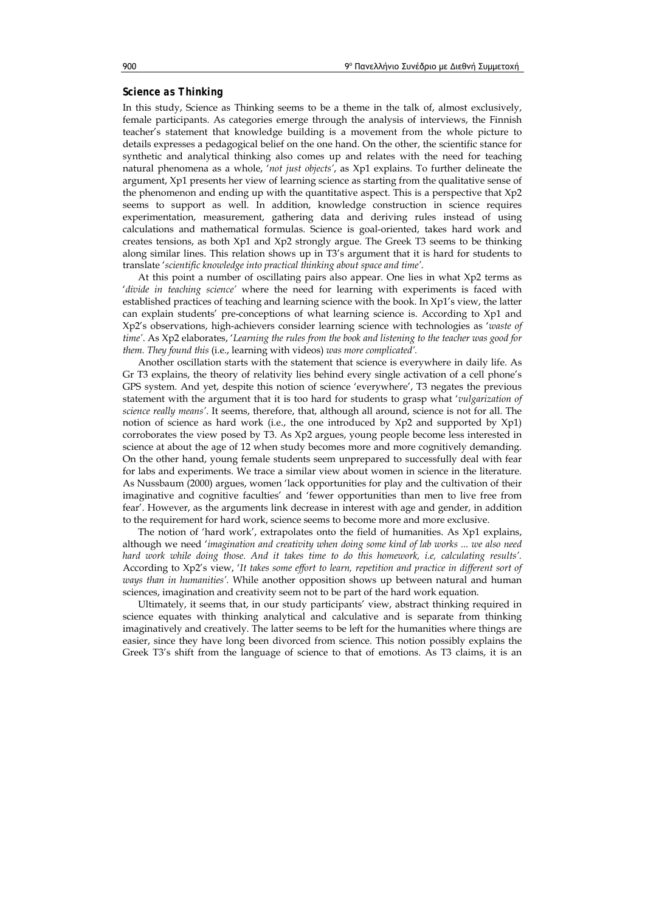### Science as Thinking

In this study, Science as Thinking seems to be a theme in the talk of, almost exclusively, female participants. As categories emerge through the analysis of interviews, the Finnish teacher's statement that knowledge building is a movement from the whole picture to details expresses a pedagogical belief on the one hand. On the other, the scientific stance for synthetic and analytical thinking also comes up and relates with the need for teaching natural phenomena as a whole, '*not just objects*', as Xp1 explains. To further delineate the argument, Xp1 presents her view of learning science as starting from the qualitative sense of the phenomenon and ending up with the quantitative aspect. This is a perspective that Xp2 seems to support as well. In addition, knowledge construction in science requires experimentation, measurement, gathering data and deriving rules instead of using calculations and mathematical formulas. Science is goal-oriented, takes hard work and creates tensions, as both Xp1 and Xp2 strongly argue. The Greek T3 seems to be thinking along similar lines. This relation shows up in T3's argument that it is hard for students to translate '*scientific knowledge into practical thinking about space and time*'.

At this point a number of oscillating pairs also appear. One lies in what Xp2 terms as '*divide in teaching science*' where the need for learning with experiments is faced with established practices of teaching and learning science with the book. In Xp1's view, the latter can explain students' pre-conceptions of what learning science is. According to Xp1 and Xp2's observations, high-achievers consider learning science with technologies as '*waste of time*'. As Xp2 elaborates, '*Learning the rules from the book and listening to the teacher was good for them. They found this* (i.e., learning with videos) *was more complicated*'.

Another oscillation starts with the statement that science is everywhere in daily life. As Gr T3 explains, the theory of relativity lies behind every single activation of a cell phone's GPS system. And yet, despite this notion of science 'everywhere', T3 negates the previous statement with the argument that it is too hard for students to grasp what '*vulgarization of science really means*'. It seems, therefore, that, although all around, science is not for all. The notion of science as hard work (i.e., the one introduced by Xp2 and supported by Xp1) corroborates the view posed by T3. As Xp2 argues, young people become less interested in science at about the age of 12 when study becomes more and more cognitively demanding. On the other hand, young female students seem unprepared to successfully deal with fear for labs and experiments. We trace a similar view about women in science in the literature. As Nussbaum (2000) argues, women 'lack opportunities for play and the cultivation of their imaginative and cognitive faculties' and 'fewer opportunities than men to live free from fear'. However, as the arguments link decrease in interest with age and gender, in addition to the requirement for hard work, science seems to become more and more exclusive.

The notion of 'hard work', extrapolates onto the field of humanities. As Xp1 explains, although we need '*imagination and creativity when doing some kind of lab works ... we also need hard work while doing those. And it takes time to do this homework, i.e, calculating results*'. According to Xp2's view, '*It takes some effort to learn, repetition and practice in different sort of ways than in humanities*'. While another opposition shows up between natural and human sciences, imagination and creativity seem not to be part of the hard work equation.

Ultimately, it seems that, in our study participants' view, abstract thinking required in science equates with thinking analytical and calculative and is separate from thinking imaginatively and creatively. The latter seems to be left for the humanities where things are easier, since they have long been divorced from science. This notion possibly explains the Greek T3's shift from the language of science to that of emotions. As T3 claims, it is an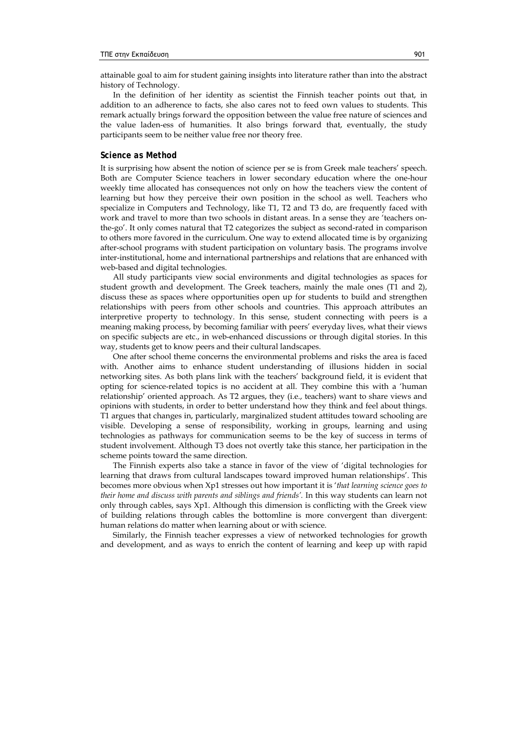attainable goal to aim for student gaining insights into literature rather than into the abstract history of Technology.

In the definition of her identity as scientist the Finnish teacher points out that, in addition to an adherence to facts, she also cares not to feed own values to students. This remark actually brings forward the opposition between the value free nature of sciences and the value laden-ess of humanities. It also brings forward that, eventually, the study participants seem to be neither value free nor theory free.

### Science as Method

It is surprising how absent the notion of science per se is from Greek male teachers' speech. Both are Computer Science teachers in lower secondary education where the one-hour weekly time allocated has consequences not only on how the teachers view the content of learning but how they perceive their own position in the school as well. Teachers who specialize in Computers and Technology, like T1, T2 and T3 do, are frequently faced with work and travel to more than two schools in distant areas. In a sense they are 'teachers on-the-go'. It only comes natural that T2 categorizes the subject as second-rated in comparison to others more favored in the curriculum. One way to extend allocated time is by organizing after-school programs with student participation on voluntary basis. The programs involve inter-institutional, home and international partnerships and relations that are enhanced with web-based and digital technologies.

All study participants view social environments and digital technologies as spaces for student growth and development. The Greek teachers, mainly the male ones (T1 and 2), discuss these as spaces where opportunities open up for students to build and strengthen relationships with peers from other schools and countries. This approach attributes an interpretive property to technology. In this sense, student connecting with peers is a meaning making process, by becoming familiar with peers' everyday lives, what their views on specific subjects are etc., in web-enhanced discussions or through digital stories. In this way, students get to know peers and their cultural landscapes.

One after school theme concerns the environmental problems and risks the area is faced with. Another aims to enhance student understanding of illusions hidden in social networking sites. As both plans link with the teachers' background field, it is evident that opting for science-related topics is no accident at all. They combine this with a 'human relationship' oriented approach. As T2 argues, they (i.e., teachers) want to share views and opinions with students, in order to better understand how they think and feel about things. T1 argues that changes in, particularly, marginalized student attitudes toward schooling are visible. Developing a sense of responsibility, working in groups, learning and using technologies as pathways for communication seems to be the key of success in terms of student involvement. Although T3 does not overtly take this stance, her participation in the scheme points toward the same direction.

The Finnish experts also take a stance in favor of the view of 'digital technologies for learning that draws from cultural landscapes toward improved human relationships'. This becomes more obvious when Xp1 stresses out how important it is '*that learning science goes to their home and discuss with parents and siblings and friends'.* In this way students can learn not only through cables, says Xp1. Although this dimension is conflicting with the Greek view of building relations through cables the bottomline is more convergent than divergent: human relations do matter when learning about or with science.

Similarly, the Finnish teacher expresses a view of networked technologies for growth and development, and as ways to enrich the content of learning and keep up with rapid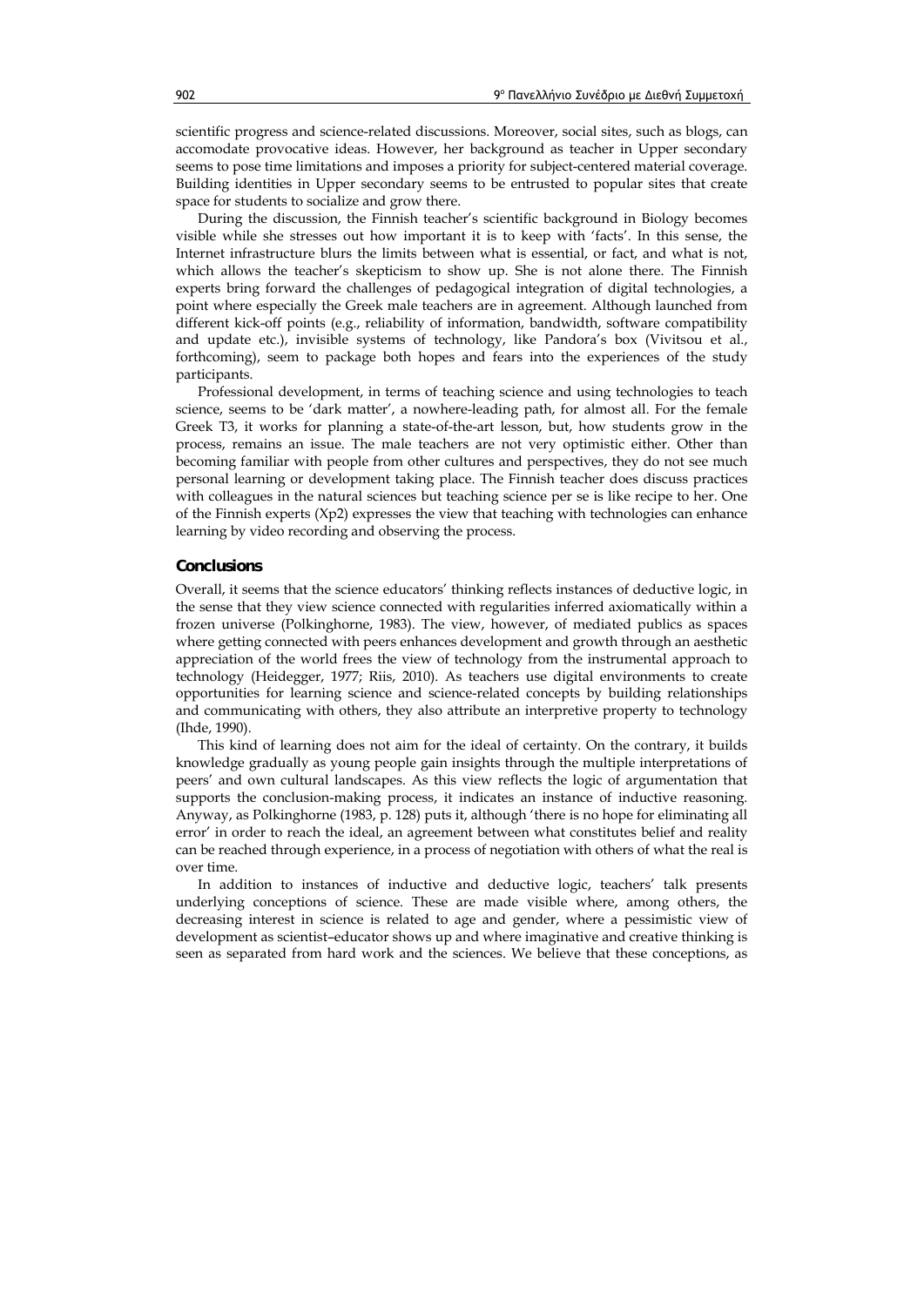scientific progress and science-related discussions. Moreover, social sites, such as blogs, can accomodate provocative ideas. However, her background as teacher in Upper secondary seems to pose time limitations and imposes a priority for subject-centered material coverage. Building identities in Upper secondary seems to be entrusted to popular sites that create space for students to socialize and grow there.

During the discussion, the Finnish teacher's scientific background in Biology becomes visible while she stresses out how important it is to keep with 'facts'. In this sense, the Internet infrastructure blurs the limits between what is essential, or fact, and what is not, which allows the teacher's skepticism to show up. She is not alone there. The Finnish experts bring forward the challenges of pedagogical integration of digital technologies, a point where especially the Greek male teachers are in agreement. Although launched from different kick-off points (e.g., reliability of information, bandwidth, software compatibility and update etc.), invisible systems of technology, like Pandora's box (Vivitsou et al., forthcoming), seem to package both hopes and fears into the experiences of the study participants.

Professional development, in terms of teaching science and using technologies to teach science, seems to be 'dark matter', a nowhere-leading path, for almost all. For the female Greek T3, it works for planning a state-of-the-art lesson, but, how students grow in the process, remains an issue. The male teachers are not very optimistic either. Other than becoming familiar with people from other cultures and perspectives, they do not see much personal learning or development taking place. The Finnish teacher does discuss practices with colleagues in the natural sciences but teaching science per se is like recipe to her. One of the Finnish experts (Xp2) expresses the view that teaching with technologies can enhance learning by video recording and observing the process.

## Conclusions

Overall, it seems that the science educators' thinking reflects instances of deductive logic, in the sense that they view science connected with regularities inferred axiomatically within a frozen universe (Polkinghorne, 1983). The view, however, of mediated publics as spaces where getting connected with peers enhances development and growth through an aesthetic appreciation of the world frees the view of technology from the instrumental approach to technology (Heidegger, 1977; Riis, 2010). As teachers use digital environments to create opportunities for learning science and science-related concepts by building relationships and communicating with others, they also attribute an interpretive property to technology (Ihde, 1990).

This kind of learning does not aim for the ideal of certainty. On the contrary, it builds knowledge gradually as young people gain insights through the multiple interpretations of peers' and own cultural landscapes. As this view reflects the logic of argumentation that supports the conclusion-making process, it indicates an instance of inductive reasoning. Anyway, as Polkinghorne (1983, p. 128) puts it, although 'there is no hope for eliminating all error' in order to reach the ideal, an agreement between what constitutes belief and reality can be reached through experience, in a process of negotiation with others of what the real is over time.

In addition to instances of inductive and deductive logic, teachers' talk presents underlying conceptions of science. These are made visible where, among others, the decreasing interest in science is related to age and gender, where a pessimistic view of development as scientist–educator shows up and where imaginative and creative thinking is seen as separated from hard work and the sciences. We believe that these conceptions, as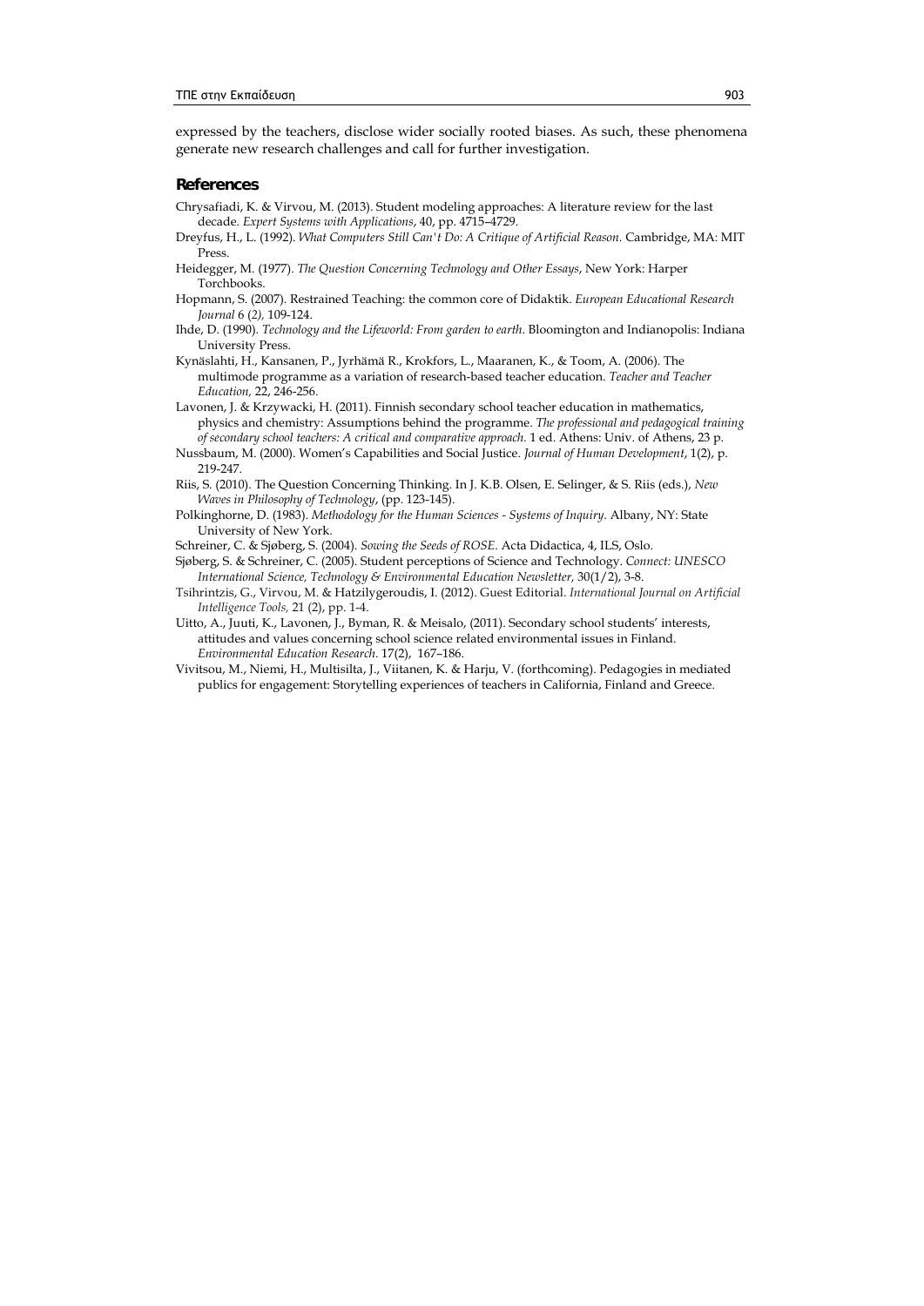expressed by the teachers, disclose wider socially rooted biases. As such, these phenomena generate new research challenges and call for further investigation.

## References

Chrysafiadi, K. & Virvou, M. (2013). Student modeling approaches: A literature review for the last decade. *Expert Systems with Applications*, 40, pp. 4715–4729.

Dreyfus, H., L. (1992). *What Computers Still Can't Do: A Critique of Artificial Reason.* Cambridge, MA: MIT Press.

Heidegger, M. (1977). *The Question Concerning Technology and Other Essays*, New York: Harper Torchbooks.

Hopmann, S. (2007). Restrained Teaching: the common core of Didaktik. *European Educational Research Journal* 6 (2*)*, 109-124.

Ihde, D. (1990). *Technology and the Lifeworld: From garden to earth*. Bloomington and Indianopolis: Indiana University Press.

Kynäslahti, H., Kansanen, P., Jyrhämä R., Krokfors, L., Maaranen, K., & Toom, A. (2006). The multimode programme as a variation of research-based teacher education. *Teacher and Teacher Education,* 22, 246-256.

Lavonen, J. & Krzywacki, H. (2011). Finnish secondary school teacher education in mathematics, physics and chemistry: Assumptions behind the programme. *The professional and pedagogical training of secondary school teachers: A critical and comparative approach.* 1 ed. Athens: Univ. of Athens, 23 p.

Nussbaum, M. (2000). Women's Capabilities and Social Justice. *Journal of Human Development*, 1(2), p. 219-247.

Riis, S. (2010). The Question Concerning Thinking. In J. K.B. Olsen, E. Selinger, & S. Riis (eds.), *New Waves in Philosophy of Technology*, (pp. 123-145).

Polkinghorne, D. (1983). *Methodology for the Human Sciences - Systems of Inquiry.* Albany, NY: State University of New York.

Schreiner, C. & Sjøberg, S. (2004). *Sowing the Seeds of ROSE*. Acta Didactica, 4, ILS, Oslo.

Sjøberg, S. & Schreiner, C. (2005). Student perceptions of Science and Technology. *Connect: UNESCO International Science, Technology & Environmental Education Newsletter,* 30(1/2), 3-8.

Tsihrintzis, G., Virvou, M. & Hatzilygeroudis, I. (2012). Guest Editorial. *International Journal on Artificial Intelligence Tools,* 21 (2), pp. 1-4.

Uitto, A., Juuti, K., Lavonen, J., Byman, R. & Meisalo, (2011). Secondary school students' interests, attitudes and values concerning school science related environmental issues in Finland. *Environmental Education Research*. 17(2), 167–186.

Vivitsou, M., Niemi, H., Multisilta, J., Viitanen, K. & Harju, V. (forthcoming). Pedagogies in mediated publics for engagement: Storytelling experiences of teachers in California, Finland and Greece.